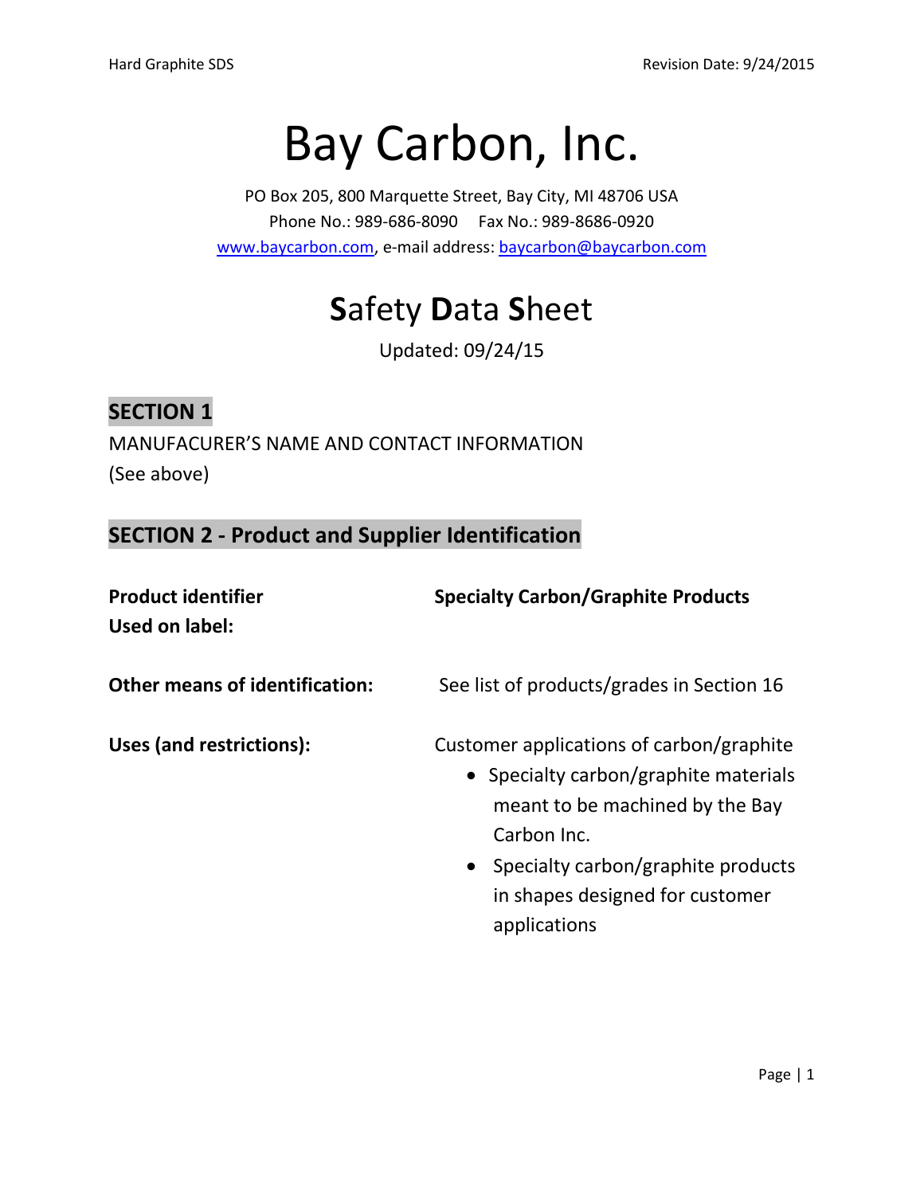# Bay Carbon, Inc.

PO Box 205, 800 Marquette Street, Bay City, MI 48706 USA
Phone No.: 989-686-8090 Fax No.: 989-8686-0920
www.baycarbon.com, e-mail address: baycarbon@baycarbon.com

## Safety Data Sheet

Updated: 09/24/15

### SECTION 1

MANUFACURER'S NAME AND CONTACT INFORMATION
(See above)

### SECTION 2 - Product and Supplier Identification

**Product identifier Used on label:** **Specialty Carbon/Graphite Products**

**Other means of identification:** See list of products/grades in Section 16

**Uses (and restrictions):** Customer applications of carbon/graphite

- Specialty carbon/graphite materials meant to be machined by the Bay Carbon Inc.
- Specialty carbon/graphite products in shapes designed for customer applications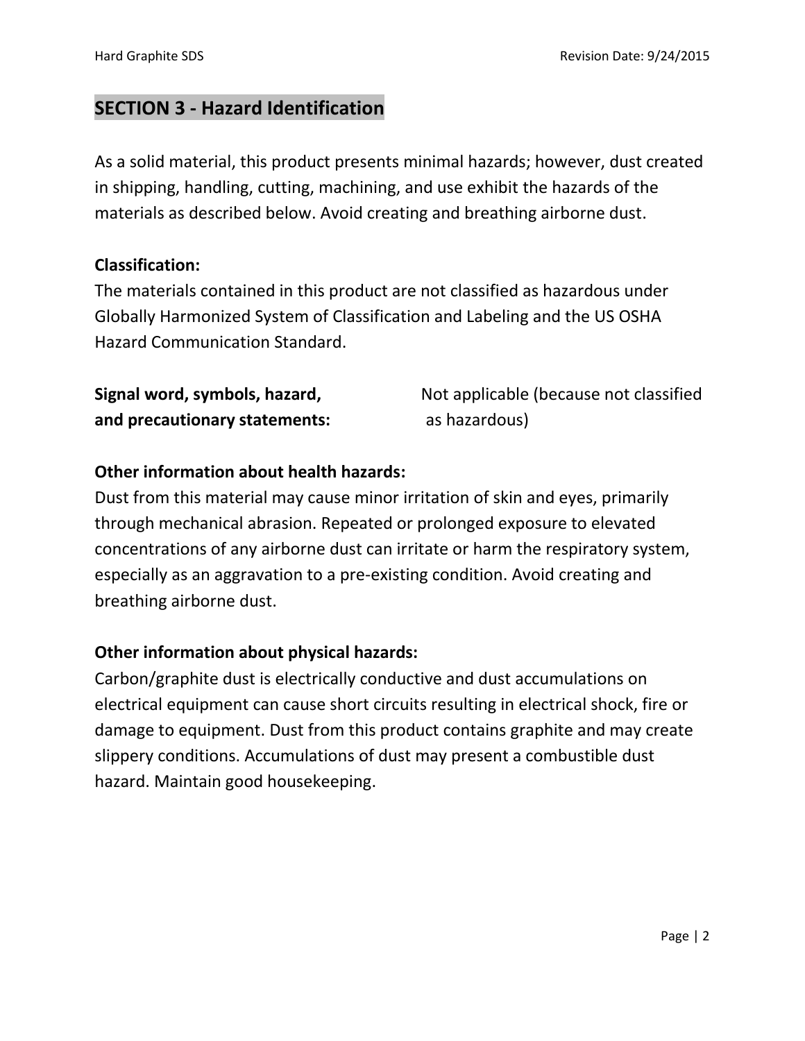## SECTION 3 - Hazard Identification

As a solid material, this product presents minimal hazards; however, dust created in shipping, handling, cutting, machining, and use exhibit the hazards of the materials as described below. Avoid creating and breathing airborne dust.

**Classification:**

The materials contained in this product are not classified as hazardous under Globally Harmonized System of Classification and Labeling and the US OSHA Hazard Communication Standard.

**Signal word, symbols, hazard, and precautionary statements:** Not applicable (because not classified as hazardous)

**Other information about health hazards:**

Dust from this material may cause minor irritation of skin and eyes, primarily through mechanical abrasion. Repeated or prolonged exposure to elevated concentrations of any airborne dust can irritate or harm the respiratory system, especially as an aggravation to a pre-existing condition. Avoid creating and breathing airborne dust.

**Other information about physical hazards:**

Carbon/graphite dust is electrically conductive and dust accumulations on electrical equipment can cause short circuits resulting in electrical shock, fire or damage to equipment. Dust from this product contains graphite and may create slippery conditions. Accumulations of dust may present a combustible dust hazard. Maintain good housekeeping.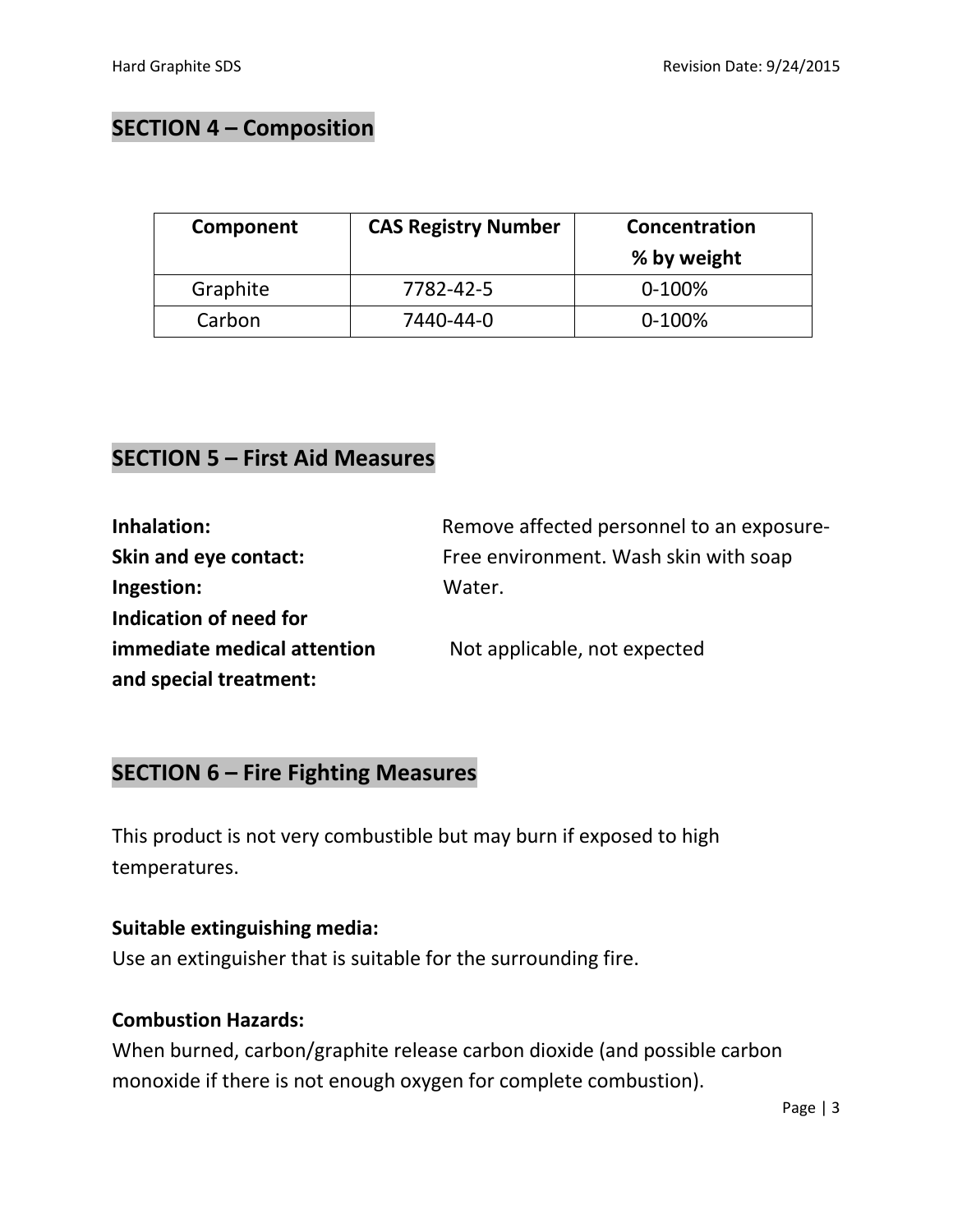## SECTION 4 – Composition

| Component | CAS Registry Number | Concentration % by weight |
|---|---|---|
| Graphite | 7782-42-5 | 0-100% |
| Carbon | 7440-44-0 | 0-100% |

## SECTION 5 – First Aid Measures

**Inhalation:**
**Skin and eye contact:**
**Ingestion:**

Remove affected personnel to an exposure-Free environment. Wash skin with soap Water.

**Indication of need for immediate medical attention and special treatment:** Not applicable, not expected

## SECTION 6 – Fire Fighting Measures

This product is not very combustible but may burn if exposed to high temperatures.

**Suitable extinguishing media:**
Use an extinguisher that is suitable for the surrounding fire.

**Combustion Hazards:**
When burned, carbon/graphite release carbon dioxide (and possible carbon monoxide if there is not enough oxygen for complete combustion).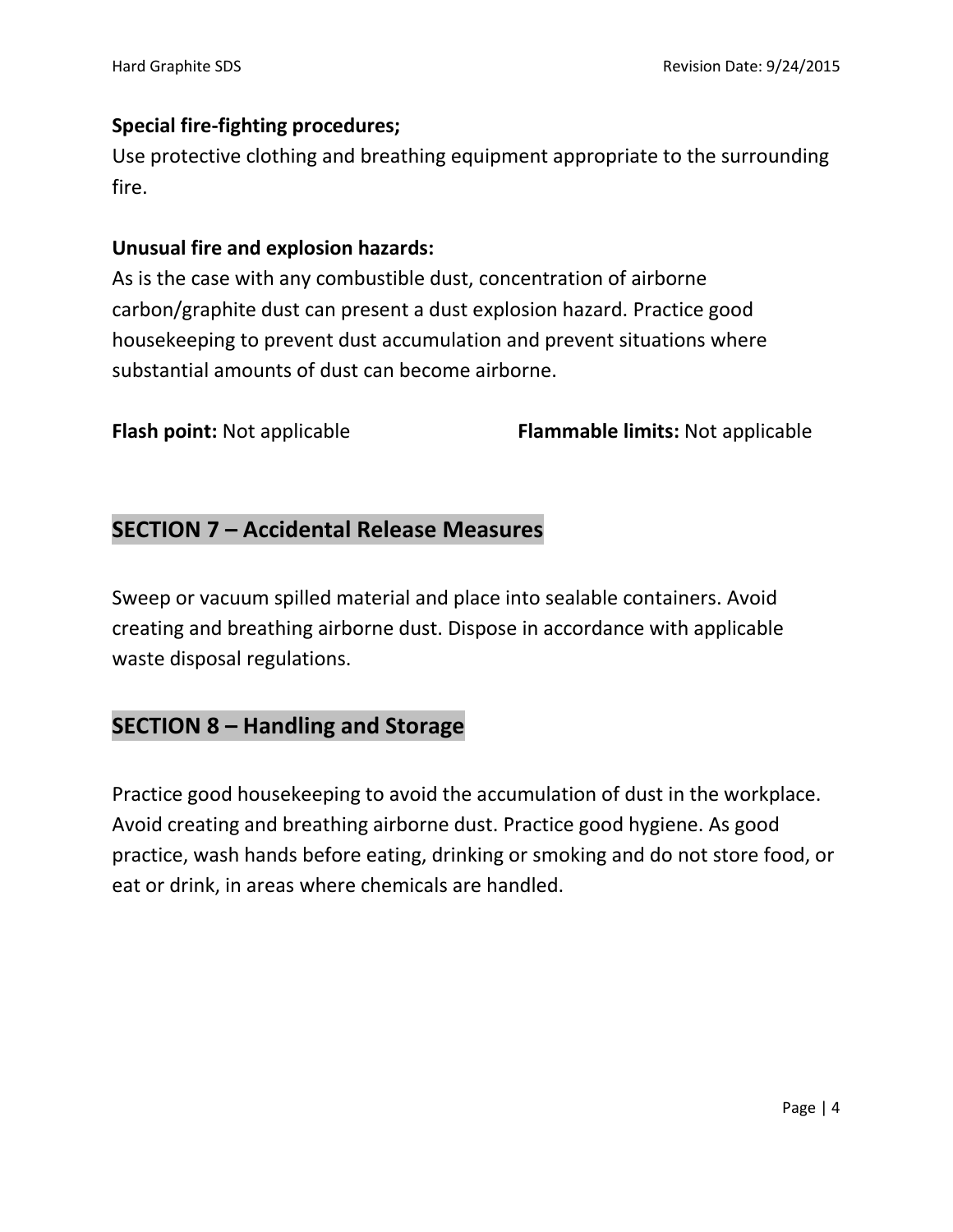**Special fire-fighting procedures;**

Use protective clothing and breathing equipment appropriate to the surrounding fire.

**Unusual fire and explosion hazards:**

As is the case with any combustible dust, concentration of airborne carbon/graphite dust can present a dust explosion hazard. Practice good housekeeping to prevent dust accumulation and prevent situations where substantial amounts of dust can become airborne.

**Flash point:** Not applicable

**Flammable limits:** Not applicable

## SECTION 7 – Accidental Release Measures

Sweep or vacuum spilled material and place into sealable containers. Avoid creating and breathing airborne dust. Dispose in accordance with applicable waste disposal regulations.

## SECTION 8 – Handling and Storage

Practice good housekeeping to avoid the accumulation of dust in the workplace. Avoid creating and breathing airborne dust. Practice good hygiene. As good practice, wash hands before eating, drinking or smoking and do not store food, or eat or drink, in areas where chemicals are handled.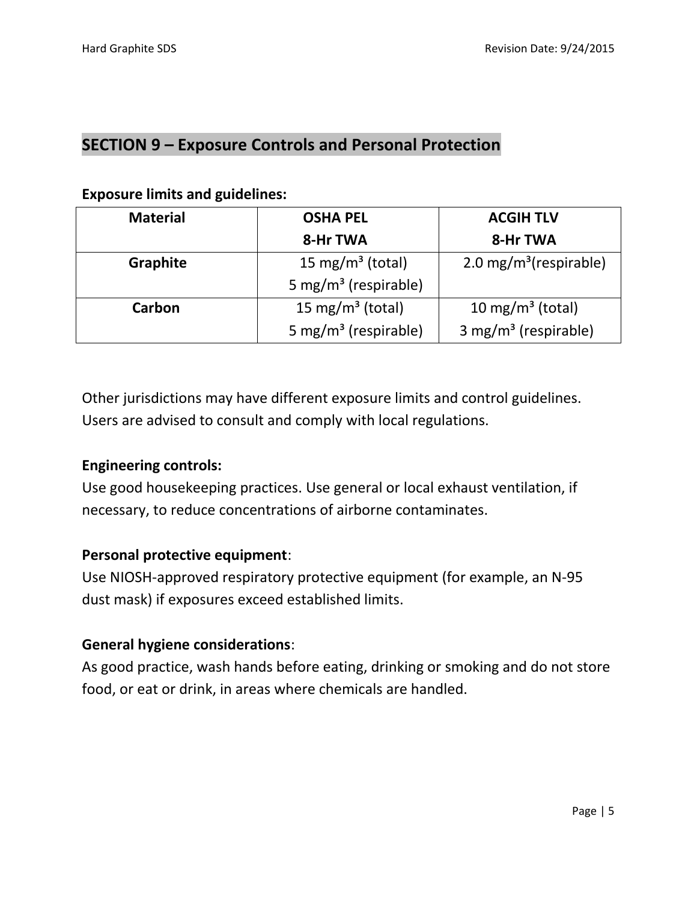## SECTION 9 – Exposure Controls and Personal Protection

**Exposure limits and guidelines:**

| Material | OSHA PEL<br>8-Hr TWA | ACGIH TLV<br>8-Hr TWA |
|---|---|---|
| **Graphite** | 15 mg/m³ (total)<br>5 mg/m³ (respirable) | 2.0 mg/m³(respirable) |
| **Carbon** | 15 mg/m³ (total)<br>5 mg/m³ (respirable) | 10 mg/m³ (total)<br>3 mg/m³ (respirable) |

Other jurisdictions may have different exposure limits and control guidelines. Users are advised to consult and comply with local regulations.

**Engineering controls:**
Use good housekeeping practices. Use general or local exhaust ventilation, if necessary, to reduce concentrations of airborne contaminates.

**Personal protective equipment**:
Use NIOSH-approved respiratory protective equipment (for example, an N-95 dust mask) if exposures exceed established limits.

**General hygiene considerations**:
As good practice, wash hands before eating, drinking or smoking and do not store food, or eat or drink, in areas where chemicals are handled.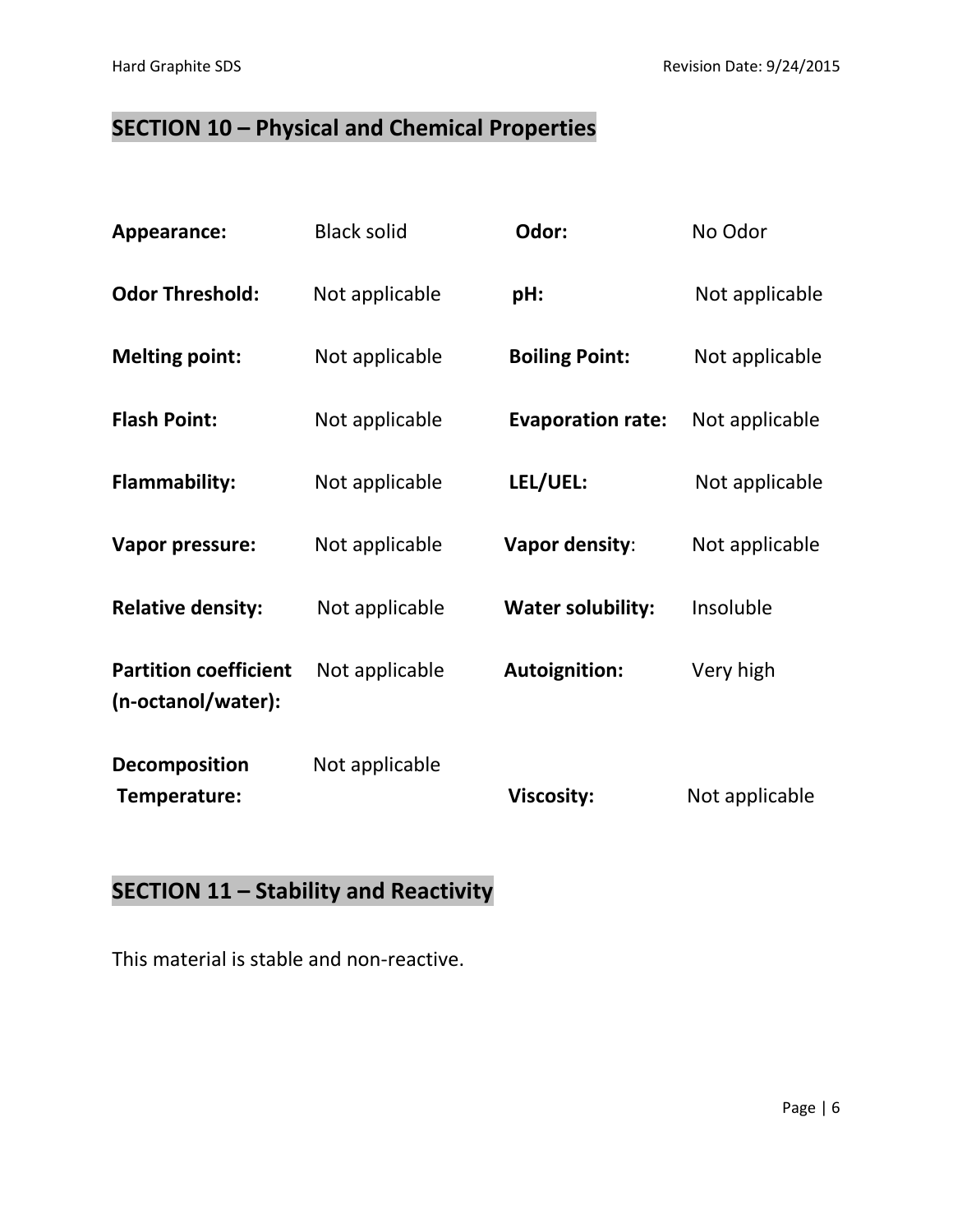## SECTION 10 – Physical and Chemical Properties

| | | | |
|---|---|---|---|
| **Appearance:** | Black solid | **Odor:** | No Odor |
| **Odor Threshold:** | Not applicable | **pH:** | Not applicable |
| **Melting point:** | Not applicable | **Boiling Point:** | Not applicable |
| **Flash Point:** | Not applicable | **Evaporation rate:** | Not applicable |
| **Flammability:** | Not applicable | **LEL/UEL:** | Not applicable |
| **Vapor pressure:** | Not applicable | **Vapor density:** | Not applicable |
| **Relative density:** | Not applicable | **Water solubility:** | Insoluble |
| **Partition coefficient (n-octanol/water):** | Not applicable | **Autoignition:** | Very high |
| **Decomposition Temperature:** | Not applicable | **Viscosity:** | Not applicable |

## SECTION 11 – Stability and Reactivity

This material is stable and non-reactive.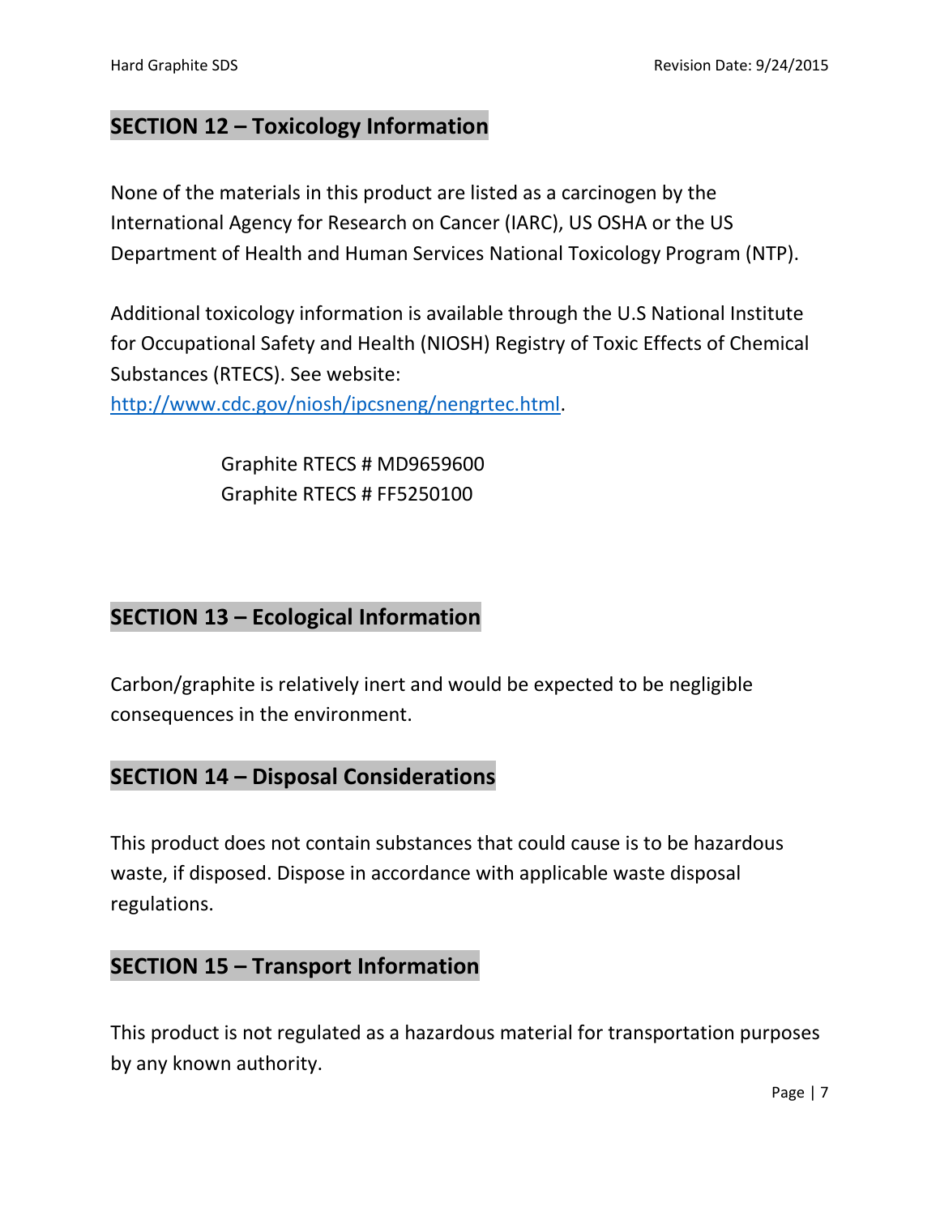## SECTION 12 – Toxicology Information

None of the materials in this product are listed as a carcinogen by the International Agency for Research on Cancer (IARC), US OSHA or the US Department of Health and Human Services National Toxicology Program (NTP).

Additional toxicology information is available through the U.S National Institute for Occupational Safety and Health (NIOSH) Registry of Toxic Effects of Chemical Substances (RTECS). See website: [http://www.cdc.gov/niosh/ipcsneng/nengrtec.html](http://www.cdc.gov/niosh/ipcsneng/nengrtec.html).

Graphite RTECS # MD9659600
Graphite RTECS # FF5250100

## SECTION 13 – Ecological Information

Carbon/graphite is relatively inert and would be expected to be negligible consequences in the environment.

## SECTION 14 – Disposal Considerations

This product does not contain substances that could cause is to be hazardous waste, if disposed. Dispose in accordance with applicable waste disposal regulations.

## SECTION 15 – Transport Information

This product is not regulated as a hazardous material for transportation purposes by any known authority.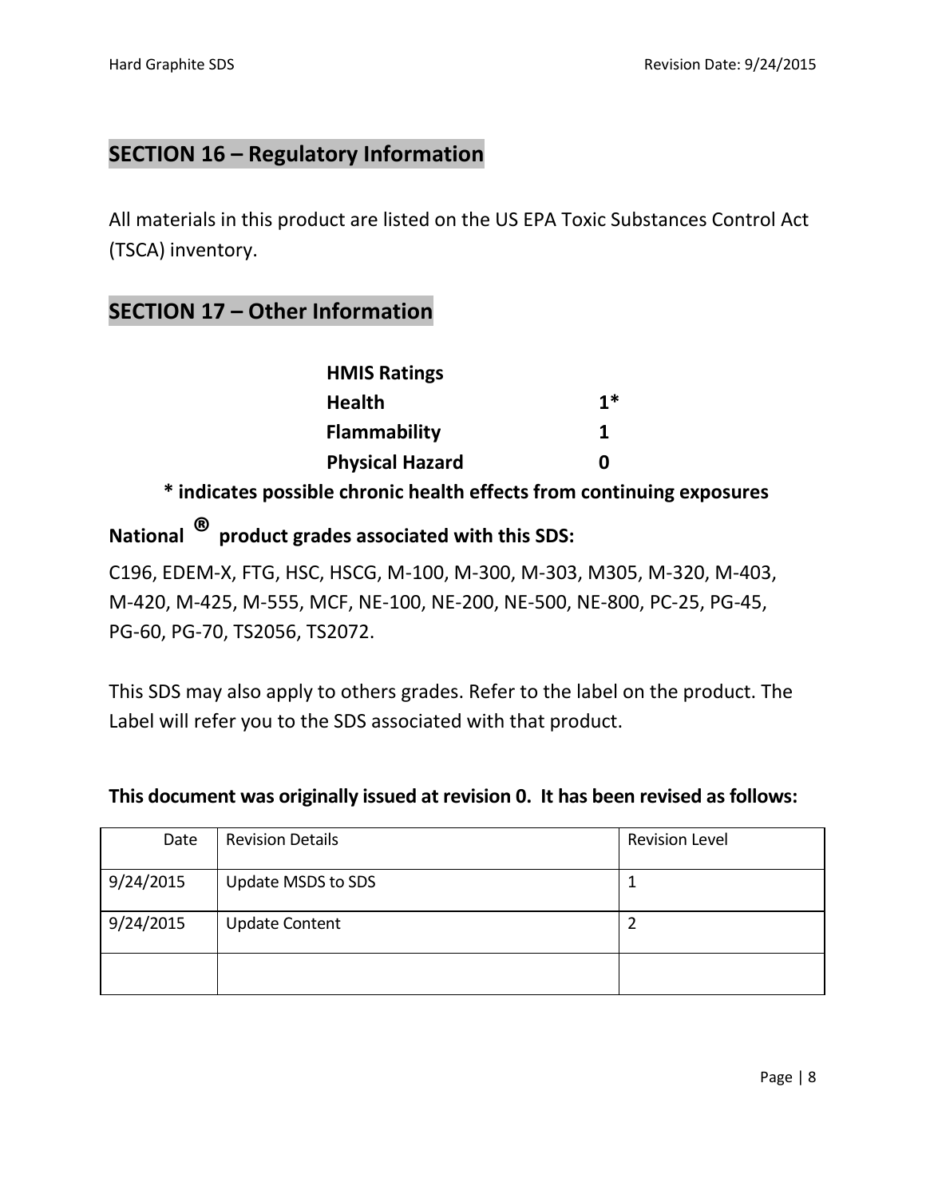## SECTION 16 – Regulatory Information

All materials in this product are listed on the US EPA Toxic Substances Control Act (TSCA) inventory.

## SECTION 17 – Other Information

| **HMIS Ratings** | |
|---|---|
| **Health** | **1*** |
| **Flammability** | **1** |
| **Physical Hazard** | **0** |

**\* indicates possible chronic health effects from continuing exposures**

**National ® product grades associated with this SDS:**

C196, EDEM-X, FTG, HSC, HSCG, M-100, M-300, M-303, M305, M-320, M-403, M-420, M-425, M-555, MCF, NE-100, NE-200, NE-500, NE-800, PC-25, PG-45, PG-60, PG-70, TS2056, TS2072.

This SDS may also apply to others grades. Refer to the label on the product. The Label will refer you to the SDS associated with that product.

**This document was originally issued at revision 0. It has been revised as follows:**

| Date | Revision Details | Revision Level |
|---|---|---|
| 9/24/2015 | Update MSDS to SDS | 1 |
| 9/24/2015 | Update Content | 2 |
| | | |